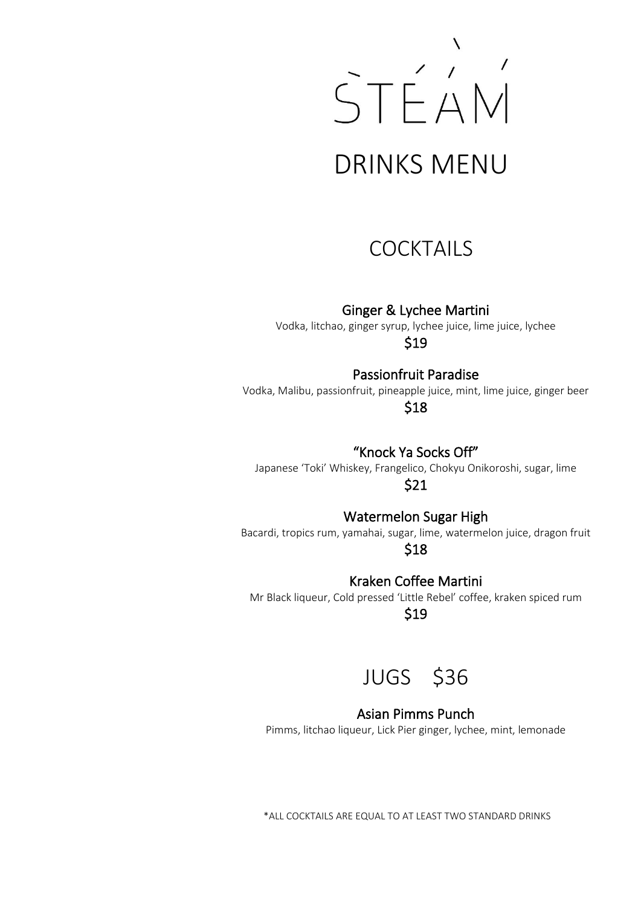# STEAM

# DRINKS MENU

## COCKTAILS

### Ginger & Lychee Martini

Vodka, litchao, ginger syrup, lychee juice, lime juice, lychee

$19

### Passionfruit Paradise

Vodka, Malibu, passionfruit, pineapple juice, mint, lime juice, ginger beer

$18

### "Knock Ya Socks Off"

Japanese 'Toki' Whiskey, Frangelico, Chokyu Onikoroshi, sugar, lime

$21

### Watermelon Sugar High

Bacardi, tropics rum, yamahai, sugar, lime, watermelon juice, dragon fruit

$18

### Kraken Coffee Martini

Mr Black liqueur, Cold pressed 'Little Rebel' coffee, kraken spiced rum

$19

## JUGS $36

### Asian Pimms Punch

Pimms, litchao liqueur, Lick Pier ginger, lychee, mint, lemonade

*ALL COCKTAILS ARE EQUAL TO AT LEAST TWO STANDARD DRINKS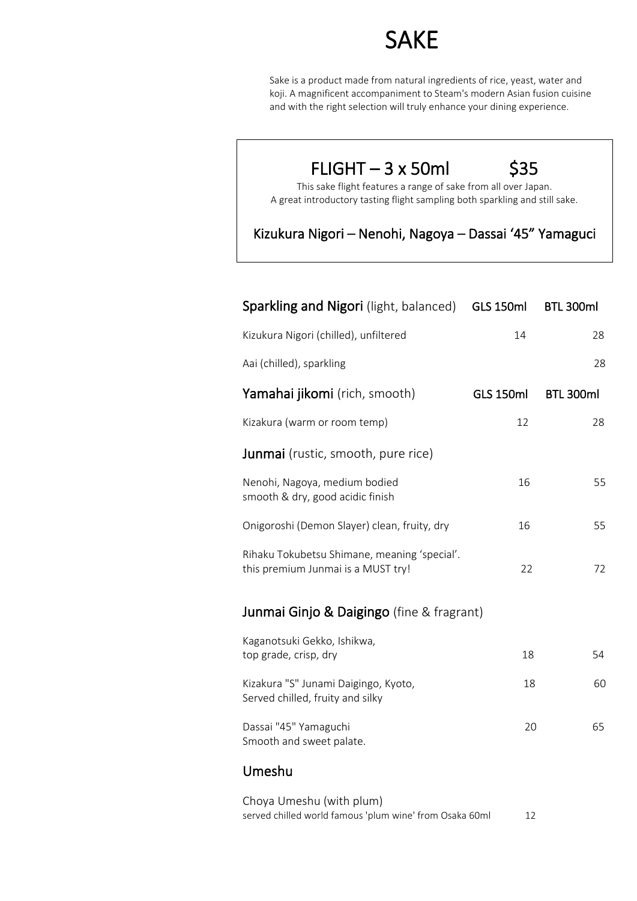# SAKE

Sake is a product made from natural ingredients of rice, yeast, water and koji. A magnificent accompaniment to Steam's modern Asian fusion cuisine and with the right selection will truly enhance your dining experience.

## FLIGHT – 3 x 50ml $35

This sake flight features a range of sake from all over Japan.
A great introductory tasting flight sampling both sparkling and still sake.

Kizukura Nigori – Nenohi, Nagoya – Dassai '45" Yamaguci

| **Sparkling and Nigori** (light, balanced) | GLS 150ml | BTL 300ml |
|---|---|---|
| Kizukura Nigori (chilled), unfiltered | 14 | 28 |
| Aai (chilled), sparkling | | 28 |

| **Yamahai jikomi** (rich, smooth) | GLS 150ml | BTL 300ml |
|---|---|---|
| Kizakura (warm or room temp) | 12 | 28 |

| **Junmai** (rustic, smooth, pure rice) | | |
|---|---|---|
| Nenohi, Nagoya, medium bodied<br>smooth & dry, good acidic finish | 16 | 55 |
| Onigoroshi (Demon Slayer) clean, fruity, dry | 16 | 55 |
| Rihaku Tokubetsu Shimane, meaning 'special'.<br>this premium Junmai is a MUST try! | 22 | 72 |

| **Junmai Ginjo & Daigingo** (fine & fragrant) | | |
|---|---|---|
| Kaganotsuki Gekko, Ishikwa,<br>top grade, crisp, dry | 18 | 54 |
| Kizakura "S" Junami Daigingo, Kyoto,<br>Served chilled, fruity and silky | 18 | 60 |
| Dassai "45" Yamaguchi<br>Smooth and sweet palate. | 20 | 65 |

| **Umeshu** | | |
|---|---|---|
| Choya Umeshu (with plum)<br>served chilled world famous 'plum wine' from Osaka 60ml | 12 | |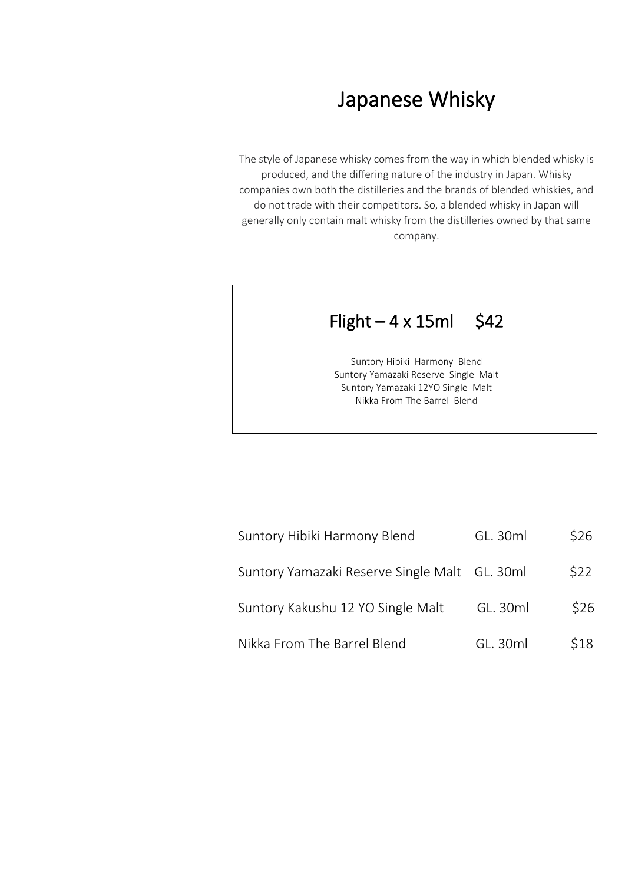# Japanese Whisky

The style of Japanese whisky comes from the way in which blended whisky is produced, and the differing nature of the industry in Japan. Whisky companies own both the distilleries and the brands of blended whiskies, and do not trade with their competitors. So, a blended whisky in Japan will generally only contain malt whisky from the distilleries owned by that same company.

## Flight – 4 x 15ml $42

Suntory Hibiki Harmony Blend
Suntory Yamazaki Reserve Single Malt
Suntory Yamazaki 12YO Single Malt
Nikka From The Barrel Blend

| | | |
|---|---|---|
| Suntory Hibiki Harmony Blend | GL. 30ml | $26 |
| Suntory Yamazaki Reserve Single Malt | GL. 30ml | $22 |
| Suntory Kakushu 12 YO Single Malt | GL. 30ml | $26 |
| Nikka From The Barrel Blend | GL. 30ml | $18 |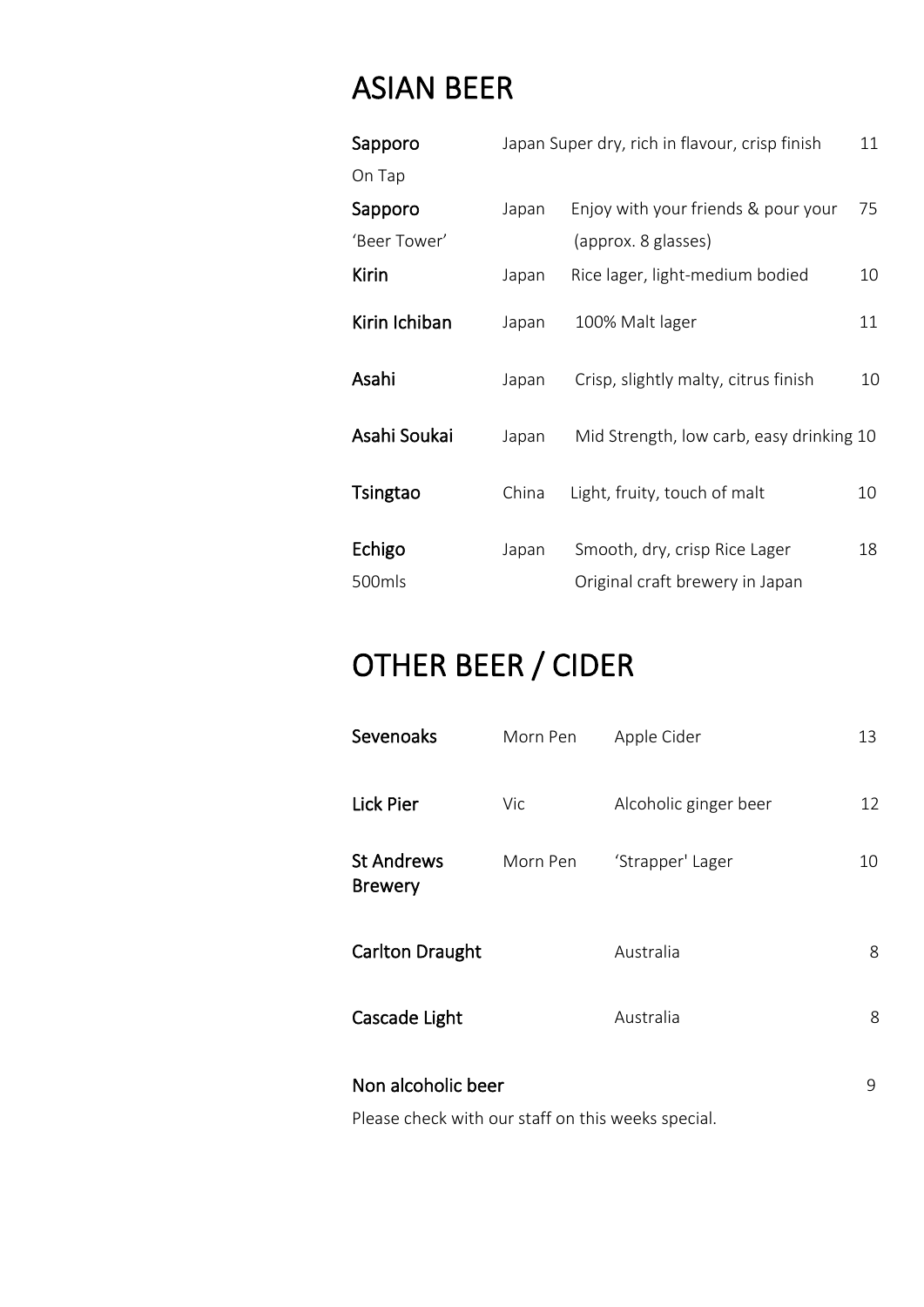# ASIAN BEER

| Beer | Origin | Description | Price |
|---|---|---|---|
| **Sapporo** On Tap | Japan | Super dry, rich in flavour, crisp finish | 11 |
| **Sapporo** 'Beer Tower' | Japan | Enjoy with your friends & pour your (approx. 8 glasses) | 75 |
| **Kirin** | Japan | Rice lager, light-medium bodied | 10 |
| **Kirin Ichiban** | Japan | 100% Malt lager | 11 |
| **Asahi** | Japan | Crisp, slightly malty, citrus finish | 10 |
| **Asahi Soukai** | Japan | Mid Strength, low carb, easy drinking | 10 |
| **Tsingtao** | China | Light, fruity, touch of malt | 10 |
| **Echigo** 500mls | Japan | Smooth, dry, crisp Rice Lager Original craft brewery in Japan | 18 |

# OTHER BEER / CIDER

| Beer | Origin | Description | Price |
|---|---|---|---|
| **Sevenoaks** | Morn Pen | Apple Cider | 13 |
| **Lick Pier** | Vic | Alcoholic ginger beer | 12 |
| **St Andrews Brewery** | Morn Pen | 'Strapper' Lager | 10 |
| **Carlton Draught** | | Australia | 8 |
| **Cascade Light** | | Australia | 8 |
| **Non alcoholic beer** | | | 9 |

Please check with our staff on this weeks special.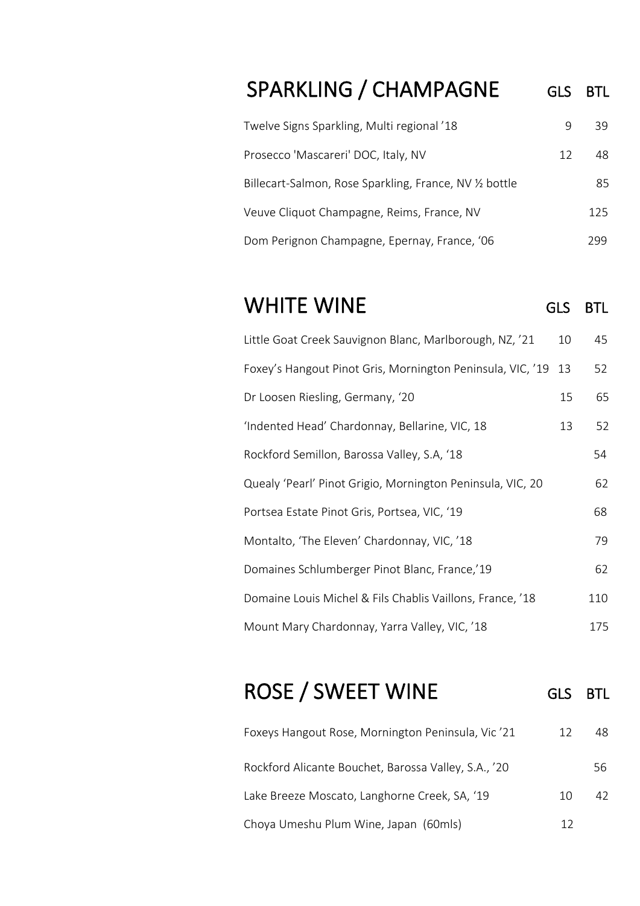## SPARKLING / CHAMPAGNE

| | GLS | BTL |
|---|---|---|
| Twelve Signs Sparkling, Multi regional '18 | 9 | 39 |
| Prosecco 'Mascareri' DOC, Italy, NV | 12 | 48 |
| Billecart-Salmon, Rose Sparkling, France, NV ½ bottle | | 85 |
| Veuve Cliquot Champagne, Reims, France, NV | | 125 |
| Dom Perignon Champagne, Epernay, France, '06 | | 299 |

## WHITE WINE

| | GLS | BTL |
|---|---|---|
| Little Goat Creek Sauvignon Blanc, Marlborough, NZ, '21 | 10 | 45 |
| Foxey's Hangout Pinot Gris, Mornington Peninsula, VIC, '19 | 13 | 52 |
| Dr Loosen Riesling, Germany, '20 | 15 | 65 |
| 'Indented Head' Chardonnay, Bellarine, VIC, 18 | 13 | 52 |
| Rockford Semillon, Barossa Valley, S.A, '18 | | 54 |
| Quealy 'Pearl' Pinot Grigio, Mornington Peninsula, VIC, 20 | | 62 |
| Portsea Estate Pinot Gris, Portsea, VIC, '19 | | 68 |
| Montalto, 'The Eleven' Chardonnay, VIC, '18 | | 79 |
| Domaines Schlumberger Pinot Blanc, France,'19 | | 62 |
| Domaine Louis Michel & Fils Chablis Vaillons, France, '18 | | 110 |
| Mount Mary Chardonnay, Yarra Valley, VIC, '18 | | 175 |

## ROSE / SWEET WINE

| | GLS | BTL |
|---|---|---|
| Foxeys Hangout Rose, Mornington Peninsula, Vic '21 | 12 | 48 |
| Rockford Alicante Bouchet, Barossa Valley, S.A., '20 | | 56 |
| Lake Breeze Moscato, Langhorne Creek, SA, '19 | 10 | 42 |
| Choya Umeshu Plum Wine, Japan (60mls) | 12 | |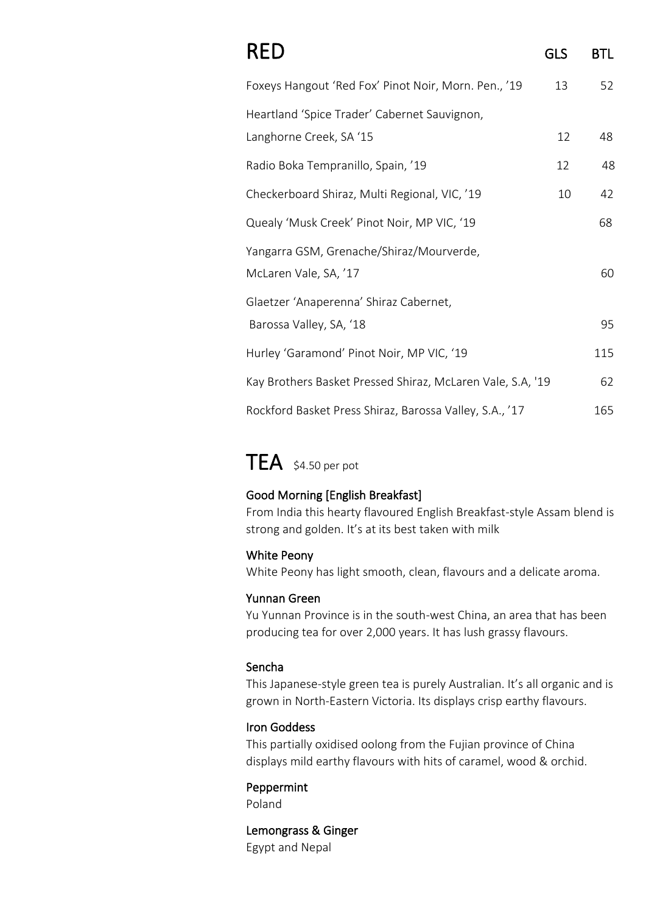# RED

| | GLS | BTL |
|---|---|---|
| Foxeys Hangout 'Red Fox' Pinot Noir, Morn. Pen., '19 | 13 | 52 |
| Heartland 'Spice Trader' Cabernet Sauvignon, Langhorne Creek, SA '15 | 12 | 48 |
| Radio Boka Tempranillo, Spain, '19 | 12 | 48 |
| Checkerboard Shiraz, Multi Regional, VIC, '19 | 10 | 42 |
| Quealy 'Musk Creek' Pinot Noir, MP VIC, '19 | | 68 |
| Yangarra GSM, Grenache/Shiraz/Mourverde, McLaren Vale, SA, '17 | | 60 |
| Glaetzer 'Anaperenna' Shiraz Cabernet, Barossa Valley, SA, '18 | | 95 |
| Hurley 'Garamond' Pinot Noir, MP VIC, '19 | | 115 |
| Kay Brothers Basket Pressed Shiraz, McLaren Vale, S.A, '19 | | 62 |
| Rockford Basket Press Shiraz, Barossa Valley, S.A., '17 | | 165 |

# TEA $4.50 per pot

**Good Morning [English Breakfast]**
From India this hearty flavoured English Breakfast-style Assam blend is strong and golden. It's at its best taken with milk

**White Peony**
White Peony has light smooth, clean, flavours and a delicate aroma.

**Yunnan Green**
Yu Yunnan Province is in the south-west China, an area that has been producing tea for over 2,000 years. It has lush grassy flavours.

**Sencha**
This Japanese-style green tea is purely Australian. It's all organic and is grown in North-Eastern Victoria. Its displays crisp earthy flavours.

**Iron Goddess**
This partially oxidised oolong from the Fujian province of China displays mild earthy flavours with hits of caramel, wood & orchid.

**Peppermint**
Poland

**Lemongrass & Ginger**
Egypt and Nepal